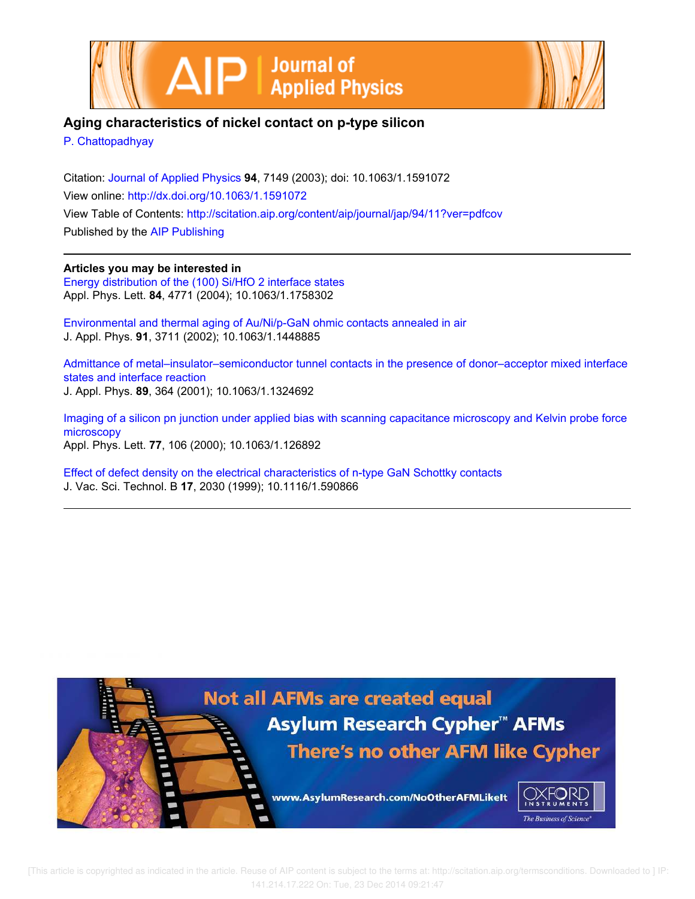# Aging characteristics of nickel contact on p-type silicon

P. Chattopadhyay

Citation: Journal of Applied Physics **94**, 7149 (2003); doi: 10.1063/1.1591072

View online: http://dx.doi.org/10.1063/1.1591072

View Table of Contents: http://scitation.aip.org/content/aip/journal/jap/94/11?ver=pdfcov

Published by the AIP Publishing

---

**Articles you may be interested in**

Energy distribution of the (100) Si/HfO 2 interface states
Appl. Phys. Lett. **84**, 4771 (2004); 10.1063/1.1758302

Environmental and thermal aging of Au/Ni/p-GaN ohmic contacts annealed in air
J. Appl. Phys. **91**, 3711 (2002); 10.1063/1.1448885

Admittance of metal–insulator–semiconductor tunnel contacts in the presence of donor–acceptor mixed interface states and interface reaction
J. Appl. Phys. **89**, 364 (2001); 10.1063/1.1324692

Imaging of a silicon pn junction under applied bias with scanning capacitance microscopy and Kelvin probe force microscopy
Appl. Phys. Lett. **77**, 106 (2000); 10.1063/1.126892

Effect of defect density on the electrical characteristics of n-type GaN Schottky contacts
J. Vac. Sci. Technol. B **17**, 2030 (1999); 10.1116/1.590866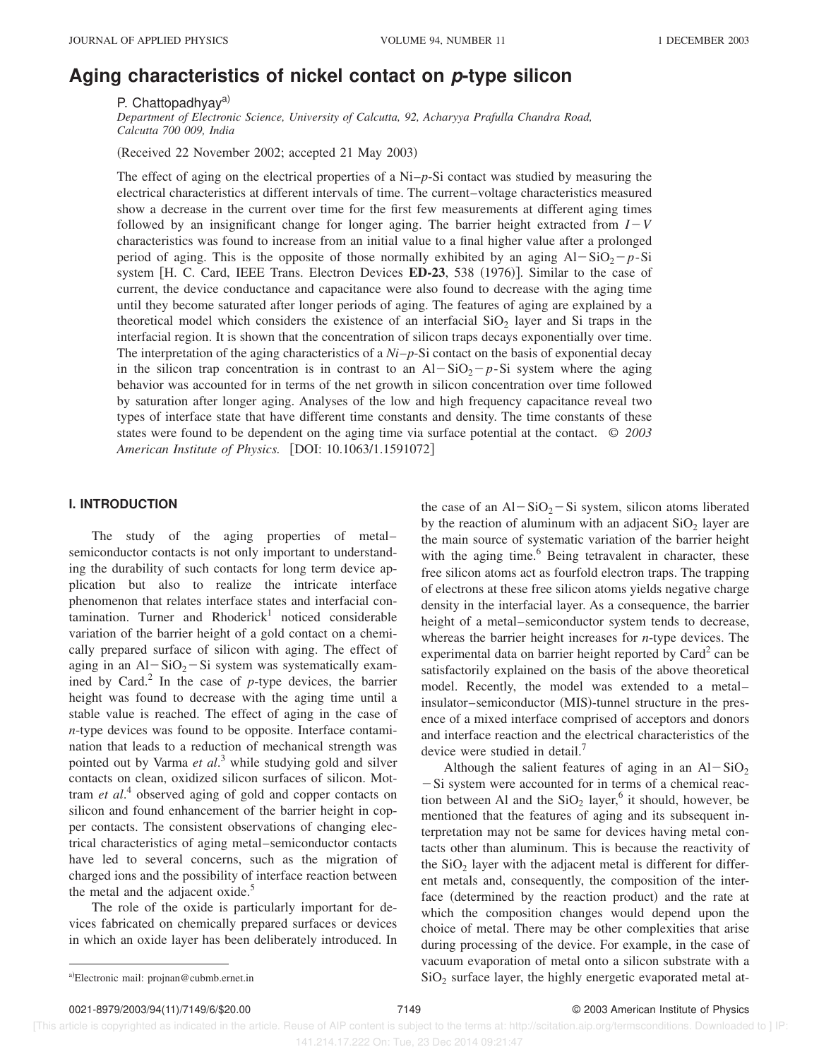# Aging characteristics of nickel contact on *p*-type silicon

P. Chattopadhyay[a)]

*Department of Electronic Science, University of Calcutta, 92, Acharyya Prafulla Chandra Road, Calcutta 700 009, India*

(Received 22 November 2002; accepted 21 May 2003)

The effect of aging on the electrical properties of a Ni–*p*-Si contact was studied by measuring the electrical characteristics at different intervals of time. The current–voltage characteristics measured show a decrease in the current over time for the first few measurements at different aging times followed by an insignificant change for longer aging. The barrier height extracted from $I-V$ characteristics was found to increase from an initial value to a final higher value after a prolonged period of aging. This is the opposite of those normally exhibited by an aging $Al-SiO_2-p$-Si system [H. C. Card, IEEE Trans. Electron Devices **ED-23**, 538 (1976)]. Similar to the case of current, the device conductance and capacitance were also found to decrease with the aging time until they become saturated after longer periods of aging. The features of aging are explained by a theoretical model which considers the existence of an interfacial $SiO_2$ layer and Si traps in the interfacial region. It is shown that the concentration of silicon traps decays exponentially over time. The interpretation of the aging characteristics of a *Ni–p-Si* contact on the basis of exponential decay in the silicon trap concentration is in contrast to an $Al-SiO_2-p$-Si system where the aging behavior was accounted for in terms of the net growth in silicon concentration over time followed by saturation after longer aging. Analyses of the low and high frequency capacitance reveal two types of interface state that have different time constants and density. The time constants of these states were found to be dependent on the aging time via surface potential at the contact. © *2003 American Institute of Physics.* [DOI: 10.1063/1.1591072]

## I. INTRODUCTION

The study of the aging properties of metal–semiconductor contacts is not only important to understanding the durability of such contacts for long term device application but also to realize the intricate interface phenomenon that relates interface states and interfacial contamination. Turner and Rhoderick[1] noticed considerable variation of the barrier height of a gold contact on a chemically prepared surface of silicon with aging. The effect of aging in an $Al-SiO_2-Si$ system was systematically examined by Card.[2] In the case of *p*-type devices, the barrier height was found to decrease with the aging time until a stable value is reached. The effect of aging in the case of *n*-type devices was found to be opposite. Interface contamination that leads to a reduction of mechanical strength was pointed out by Varma *et al*.[3] while studying gold and silver contacts on clean, oxidized silicon surfaces of silicon. Mottram *et al*.[4] observed aging of gold and copper contacts on silicon and found enhancement of the barrier height in copper contacts. The consistent observations of changing electrical characteristics of aging metal–semiconductor contacts have led to several concerns, such as the migration of charged ions and the possibility of interface reaction between the metal and the adjacent oxide.[5]

The role of the oxide is particularly important for devices fabricated on chemically prepared surfaces or devices in which an oxide layer has been deliberately introduced. In the case of an $Al-SiO_2-Si$ system, silicon atoms liberated by the reaction of aluminum with an adjacent $SiO_2$ layer are the main source of systematic variation of the barrier height with the aging time.[6] Being tetravalent in character, these free silicon atoms act as fourfold electron traps. The trapping of electrons at these free silicon atoms yields negative charge density in the interfacial layer. As a consequence, the barrier height of a metal–semiconductor system tends to decrease, whereas the barrier height increases for *n*-type devices. The experimental data on barrier height reported by Card[2] can be satisfactorily explained on the basis of the above theoretical model. Recently, the model was extended to a metal–insulator–semiconductor (MIS)-tunnel structure in the presence of a mixed interface comprised of acceptors and donors and interface reaction and the electrical characteristics of the device were studied in detail.[7]

Although the salient features of aging in an $Al-SiO_2-Si$ system were accounted for in terms of a chemical reaction between Al and the $SiO_2$ layer,[6] it should, however, be mentioned that the features of aging and its subsequent interpretation may not be same for devices having metal contacts other than aluminum. This is because the reactivity of the $SiO_2$ layer with the adjacent metal is different for different metals and, consequently, the composition of the interface (determined by the reaction product) and the rate at which the composition changes would depend upon the choice of metal. There may be other complexities that arise during processing of the device. For example, in the case of vacuum evaporation of metal onto a silicon substrate with a $SiO_2$ surface layer, the highly energetic evaporated metal at-

[a)]Electronic mail: projnan@cubmb.ernet.in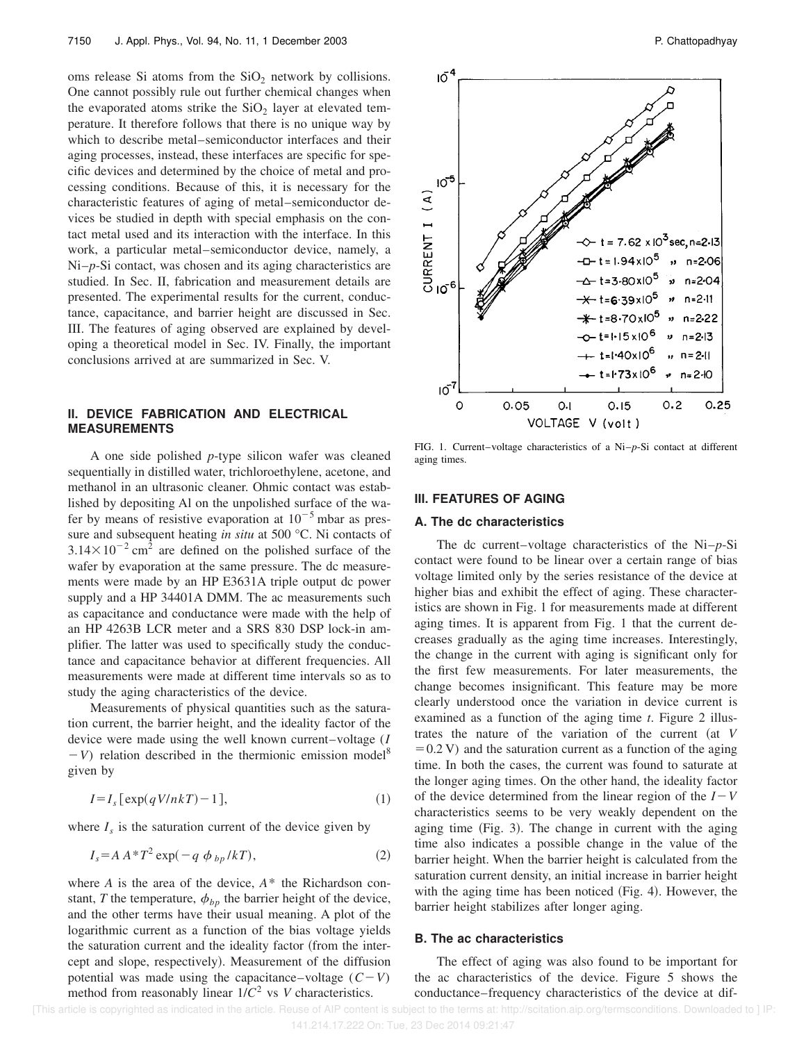oms release Si atoms from the $SiO_2$ network by collisions. One cannot possibly rule out further chemical changes when the evaporated atoms strike the $SiO_2$ layer at elevated temperature. It therefore follows that there is no unique way by which to describe metal–semiconductor interfaces and their aging processes, instead, these interfaces are specific for specific devices and determined by the choice of metal and processing conditions. Because of this, it is necessary for the characteristic features of aging of metal–semiconductor devices be studied in depth with special emphasis on the contact metal used and its interaction with the interface. In this work, a particular metal–semiconductor device, namely, a Ni–*p*-Si contact, was chosen and its aging characteristics are studied. In Sec. II, fabrication and measurement details are presented. The experimental results for the current, conductance, capacitance, and barrier height are discussed in Sec. III. The features of aging observed are explained by developing a theoretical model in Sec. IV. Finally, the important conclusions arrived at are summarized in Sec. V.

## II. DEVICE FABRICATION AND ELECTRICAL MEASUREMENTS

A one side polished *p*-type silicon wafer was cleaned sequentially in distilled water, trichloroethylene, acetone, and methanol in an ultrasonic cleaner. Ohmic contact was established by depositing Al on the unpolished surface of the wafer by means of resistive evaporation at $10^{-5}$ mbar as pressure and subsequent heating *in situ* at 500 °C. Ni contacts of $3.14\times10^{-2}\,\mathrm{cm}^2$ are defined on the polished surface of the wafer by evaporation at the same pressure. The dc measurements were made by an HP E3631A triple output dc power supply and a HP 34401A DMM. The ac measurements such as capacitance and conductance were made with the help of an HP 4263B LCR meter and a SRS 830 DSP lock-in amplifier. The latter was used to specifically study the conductance and capacitance behavior at different frequencies. All measurements were made at different time intervals so as to study the aging characteristics of the device.

Measurements of physical quantities such as the saturation current, the barrier height, and the ideality factor of the device were made using the well known current–voltage ($I-V$) relation described in the thermionic emission model[8] given by

$$I = I_s[\exp(qV/nkT) - 1], \tag{1}$$

where $I_s$ is the saturation current of the device given by

$$I_s = A\,A^*T^2\exp(-q\,\phi_{bp}/kT), \tag{2}$$

where $A$ is the area of the device, $A^*$ the Richardson constant, $T$ the temperature, $\phi_{bp}$ the barrier height of the device, and the other terms have their usual meaning. A plot of the logarithmic current as a function of the bias voltage yields the saturation current and the ideality factor (from the intercept and slope, respectively). Measurement of the diffusion potential was made using the capacitance–voltage ($C-V$) method from reasonably linear $1/C^2$ vs $V$ characteristics.

FIG. 1. Current–voltage characteristics of a Ni–*p*-Si contact at different aging times.

## III. FEATURES OF AGING

### A. The dc characteristics

The dc current–voltage characteristics of the Ni–*p*-Si contact were found to be linear over a certain range of bias voltage limited only by the series resistance of the device at higher bias and exhibit the effect of aging. These characteristics are shown in Fig. 1 for measurements made at different aging times. It is apparent from Fig. 1 that the current decreases gradually as the aging time increases. Interestingly, the change in the current with aging is significant only for the first few measurements. For later measurements, the change becomes insignificant. This feature may be more clearly understood once the variation in device current is examined as a function of the aging time $t$. Figure 2 illustrates the nature of the variation of the current (at $V = 0.2\,\mathrm{V}$) and the saturation current as a function of the aging time. In both the cases, the current was found to saturate at the longer aging times. On the other hand, the ideality factor of the device determined from the linear region of the $I-V$ characteristics seems to be very weakly dependent on the aging time (Fig. 3). The change in current with the aging time also indicates a possible change in the value of the barrier height. When the barrier height is calculated from the saturation current density, an initial increase in barrier height with the aging time has been noticed (Fig. 4). However, the barrier height stabilizes after longer aging.

### B. The ac characteristics

The effect of aging was also found to be important for the ac characteristics of the device. Figure 5 shows the conductance–frequency characteristics of the device at dif-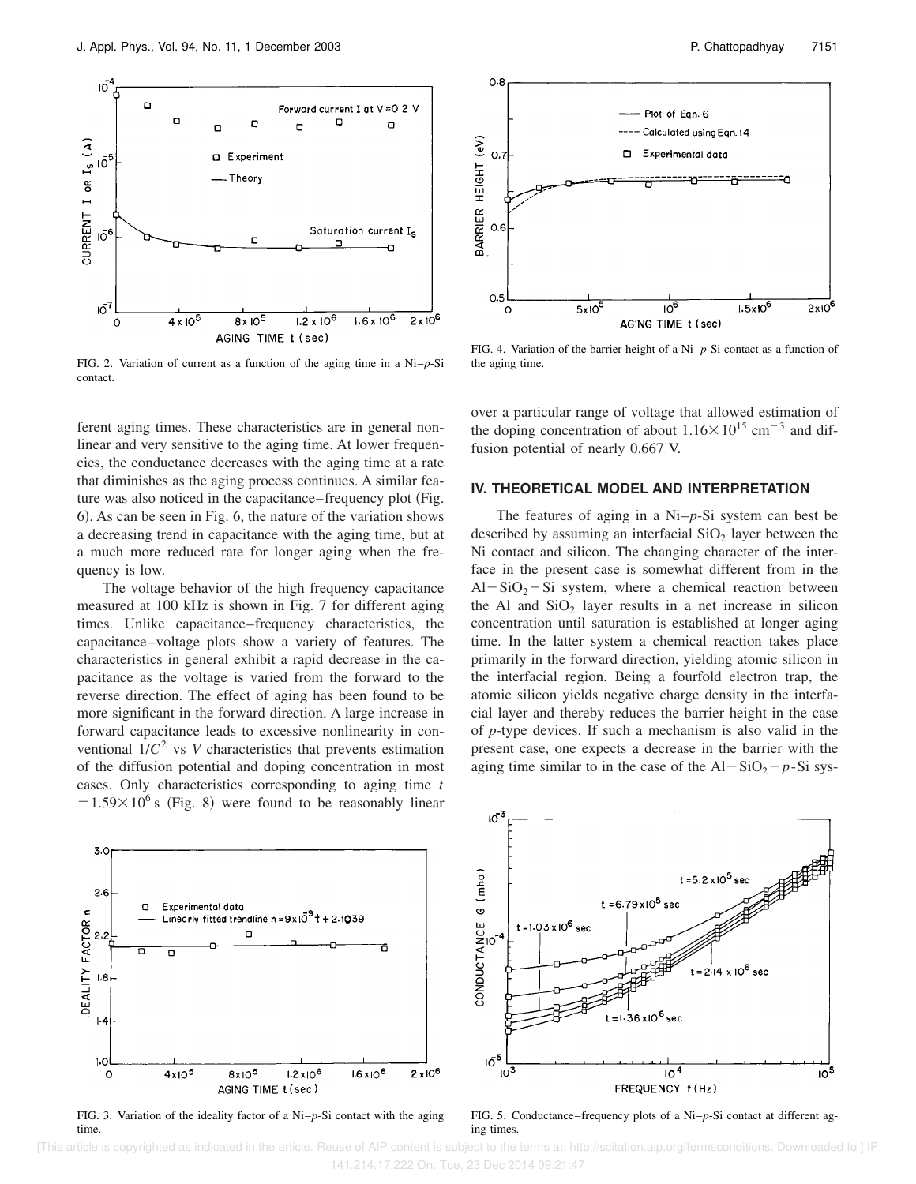FIG. 2. Variation of current as a function of the aging time in a Ni–*p*-Si contact.

FIG. 4. Variation of the barrier height of a Ni–*p*-Si contact as a function of the aging time.

ferent aging times. These characteristics are in general nonlinear and very sensitive to the aging time. At lower frequencies, the conductance decreases with the aging time at a rate that diminishes as the aging process continues. A similar feature was also noticed in the capacitance–frequency plot (Fig. 6). As can be seen in Fig. 6, the nature of the variation shows a decreasing trend in capacitance with the aging time, but at a much more reduced rate for longer aging when the frequency is low.

The voltage behavior of the high frequency capacitance measured at 100 kHz is shown in Fig. 7 for different aging times. Unlike capacitance–frequency characteristics, the capacitance–voltage plots show a variety of features. The characteristics in general exhibit a rapid decrease in the capacitance as the voltage is varied from the forward to the reverse direction. The effect of aging has been found to be more significant in the forward direction. A large increase in forward capacitance leads to excessive nonlinearity in conventional $1/C^2$ vs $V$ characteristics that prevents estimation of the diffusion potential and doping concentration in most cases. Only characteristics corresponding to aging time $t = 1.59\times10^6$ s (Fig. 8) were found to be reasonably linear over a particular range of voltage that allowed estimation of the doping concentration of about $1.16\times10^{15}$ cm$^{-3}$ and diffusion potential of nearly 0.667 V.

## IV. THEORETICAL MODEL AND INTERPRETATION

The features of aging in a Ni–*p*-Si system can best be described by assuming an interfacial $SiO_2$ layer between the Ni contact and silicon. The changing character of the interface in the present case is somewhat different from in the Al$-SiO_2-$Si system, where a chemical reaction between the Al and $SiO_2$ layer results in a net increase in silicon concentration until saturation is established at longer aging time. In the latter system a chemical reaction takes place primarily in the forward direction, yielding atomic silicon in the interfacial region. Being a fourfold electron trap, the atomic silicon yields negative charge density in the interfacial layer and thereby reduces the barrier height in the case of *p*-type devices. If such a mechanism is also valid in the present case, one expects a decrease in the barrier with the aging time similar to in the case of the Al$-SiO_2-$*p*-Si sys-

FIG. 3. Variation of the ideality factor of a Ni–*p*-Si contact with the aging time.

FIG. 5. Conductance–frequency plots of a Ni–*p*-Si contact at different aging times.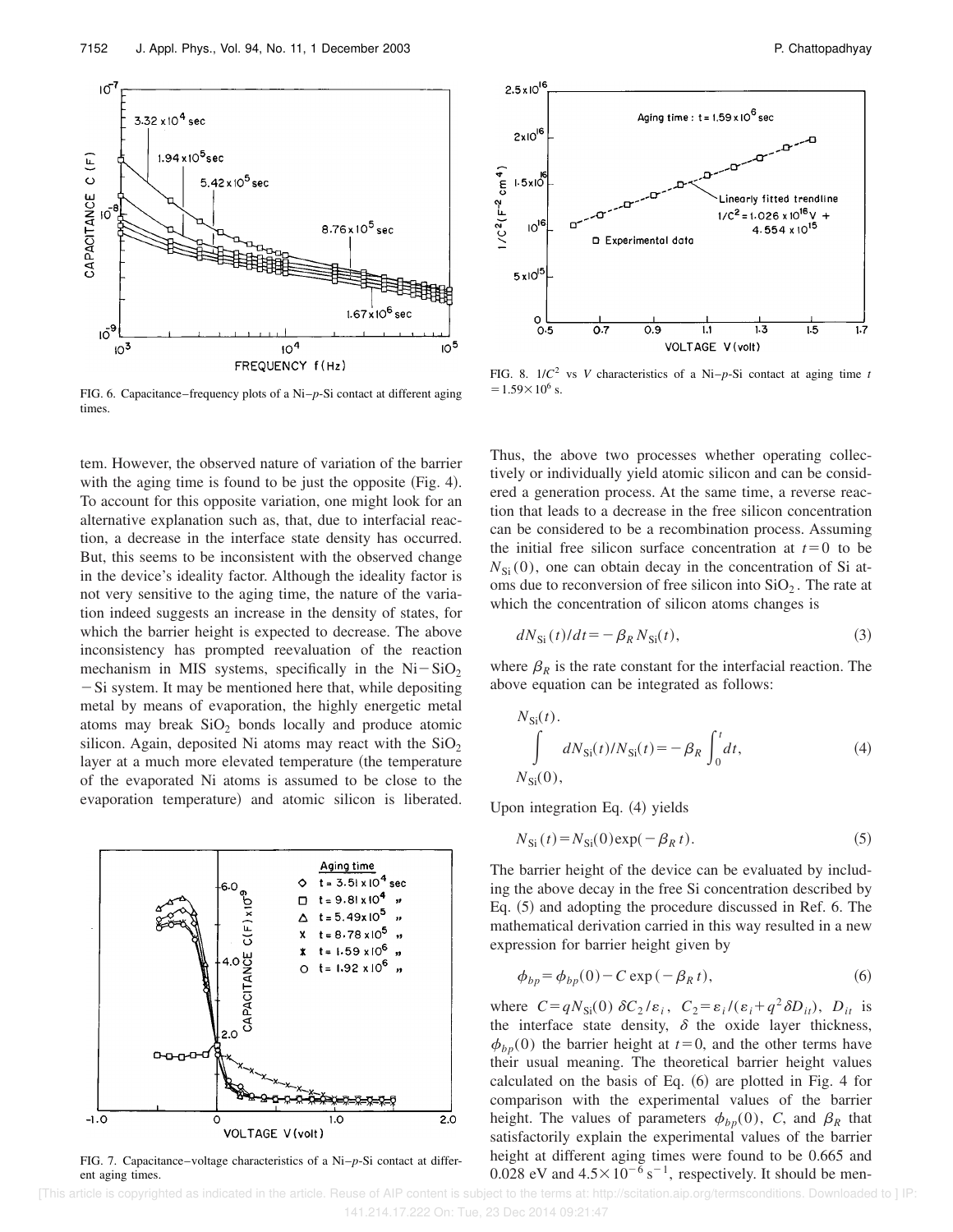FIG. 6. Capacitance–frequency plots of a Ni–*p*-Si contact at different aging times.

FIG. 8. $1/C^2$ vs $V$ characteristics of a Ni–*p*-Si contact at aging time $t = 1.59 \times 10^6$ s.

tem. However, the observed nature of variation of the barrier with the aging time is found to be just the opposite (Fig. 4). To account for this opposite variation, one might look for an alternative explanation such as, that, due to interfacial reaction, a decrease in the interface state density has occurred. But, this seems to be inconsistent with the observed change in the device's ideality factor. Although the ideality factor is not very sensitive to the aging time, the nature of the variation indeed suggests an increase in the density of states, for which the barrier height is expected to decrease. The above inconsistency has prompted reevaluation of the reaction mechanism in MIS systems, specifically in the Ni–$SiO_2$–Si system. It may be mentioned here that, while depositing metal by means of evaporation, the highly energetic metal atoms may break $SiO_2$ bonds locally and produce atomic silicon. Again, deposited Ni atoms may react with the $SiO_2$ layer at a much more elevated temperature (the temperature of the evaporated Ni atoms is assumed to be close to the evaporation temperature) and atomic silicon is liberated.

FIG. 7. Capacitance–voltage characteristics of a Ni–*p*-Si contact at different aging times.

Thus, the above two processes whether operating collectively or individually yield atomic silicon and can be considered a generation process. At the same time, a reverse reaction that leads to a decrease in the free silicon concentration can be considered to be a recombination process. Assuming the initial free silicon surface concentration at $t=0$ to be $N_{Si}(0)$, one can obtain decay in the concentration of Si atoms due to reconversion of free silicon into $SiO_2$. The rate at which the concentration of silicon atoms changes is

$$dN_{Si}(t)/dt = -\beta_R N_{Si}(t), \tag{3}$$

where $\beta_R$ is the rate constant for the interfacial reaction. The above equation can be integrated as follows:

$$\int_{N_{Si}(0)}^{N_{Si}(t)} dN_{Si}(t)/N_{Si}(t) = -\beta_R \int_0^t dt, \tag{4}$$

Upon integration Eq. (4) yields

$$N_{Si}(t) = N_{Si}(0)\exp(-\beta_R t). \tag{5}$$

The barrier height of the device can be evaluated by including the above decay in the free Si concentration described by Eq. (5) and adopting the procedure discussed in Ref. 6. The mathematical derivation carried in this way resulted in a new expression for barrier height given by

$$\phi_{bp} = \phi_{bp}(0) - C\exp(-\beta_R t), \tag{6}$$

where $C = qN_{Si}(0)\,\delta C_2/\varepsilon_i$, $C_2 = \varepsilon_i/(\varepsilon_i + q^2\delta D_{it})$, $D_{it}$ is the interface state density, $\delta$ the oxide layer thickness, $\phi_{bp}(0)$ the barrier height at $t=0$, and the other terms have their usual meaning. The theoretical barrier height values calculated on the basis of Eq. (6) are plotted in Fig. 4 for comparison with the experimental values of the barrier height. The values of parameters $\phi_{bp}(0)$, $C$, and $\beta_R$ that satisfactorily explain the experimental values of the barrier height at different aging times were found to be 0.665 and 0.028 eV and $4.5 \times 10^{-6}\ \mathrm{s}^{-1}$, respectively. It should be men-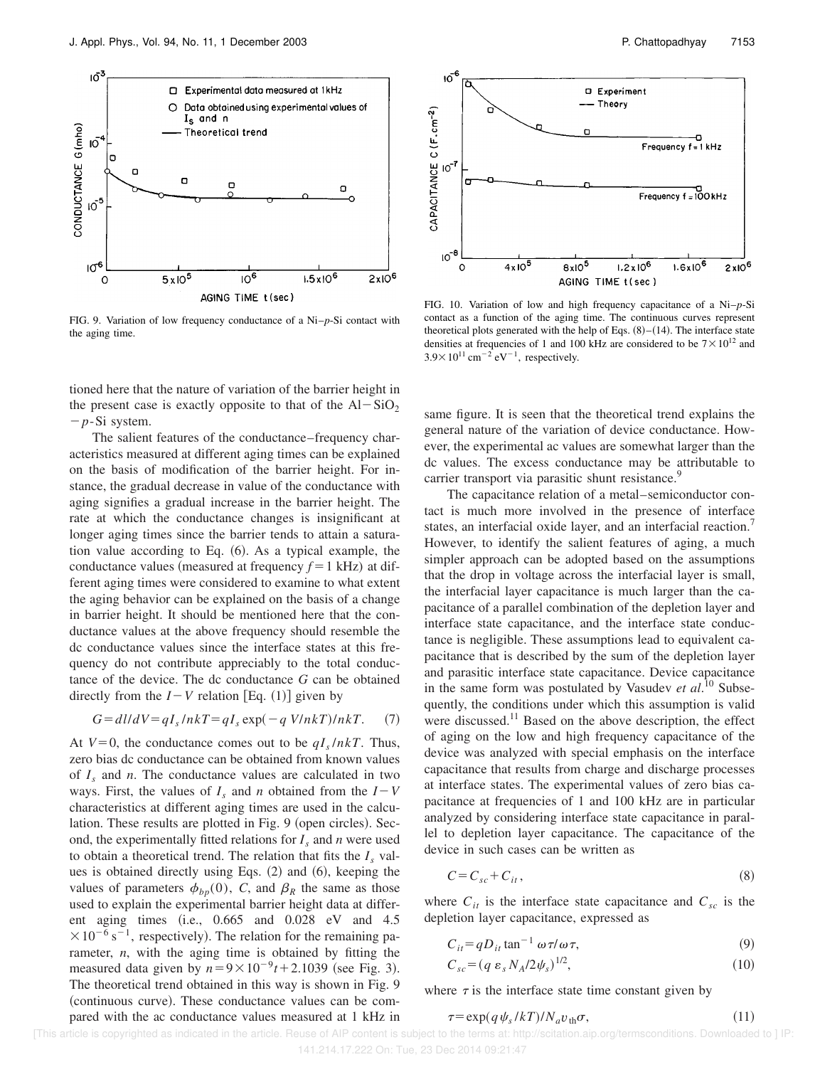FIG. 9. Variation of low frequency conductance of a Ni–$p$-Si contact with the aging time.

FIG. 10. Variation of low and high frequency capacitance of a Ni–$p$-Si contact as a function of the aging time. The continuous curves represent theoretical plots generated with the help of Eqs. (8)–(14). The interface state densities at frequencies of 1 and 100 kHz are considered to be $7\times10^{12}$ and $3.9\times10^{11}\ \mathrm{cm^{-2}\ eV^{-1}}$, respectively.

tioned here that the nature of variation of the barrier height in the present case is exactly opposite to that of the Al$-SiO_2$$-p$-Si system.

The salient features of the conductance–frequency characteristics measured at different aging times can be explained on the basis of modification of the barrier height. For instance, the gradual decrease in value of the conductance with aging signifies a gradual increase in the barrier height. The rate at which the conductance changes is insignificant at longer aging times since the barrier tends to attain a saturation value according to Eq. (6). As a typical example, the conductance values (measured at frequency $f=1$ kHz) at different aging times were considered to examine to what extent the aging behavior can be explained on the basis of a change in barrier height. It should be mentioned here that the conductance values at the above frequency should resemble the dc conductance values since the interface states at this frequency do not contribute appreciably to the total conductance of the device. The dc conductance $G$ can be obtained directly from the $I-V$ relation [Eq. (1)] given by

$$G=dI/dV=qI_s/nkT=qI_s\exp(-qV/nkT)/nkT. \quad (7)$$

At $V=0$, the conductance comes out to be $qI_s/nkT$. Thus, zero bias dc conductance can be obtained from known values of $I_s$ and $n$. The conductance values are calculated in two ways. First, the values of $I_s$ and $n$ obtained from the $I-V$ characteristics at different aging times are used in the calculation. These results are plotted in Fig. 9 (open circles). Second, the experimentally fitted relations for $I_s$ and $n$ were used to obtain a theoretical trend. The relation that fits the $I_s$ values is obtained directly using Eqs. (2) and (6), keeping the values of parameters $\phi_{bp}(0)$, $C$, and $\beta_R$ the same as those used to explain the experimental barrier height data at different aging times (i.e., 0.665 and 0.028 eV and $4.5\times10^{-6}\ \mathrm{s^{-1}}$, respectively). The relation for the remaining parameter, $n$, with the aging time is obtained by fitting the measured data given by $n=9\times10^{-9}t+2.1039$ (see Fig. 3). The theoretical trend obtained in this way is shown in Fig. 9 (continuous curve). These conductance values can be compared with the ac conductance values measured at 1 kHz in same figure. It is seen that the theoretical trend explains the general nature of the variation of device conductance. However, the experimental ac values are somewhat larger than the dc values. The excess conductance may be attributable to carrier transport via parasitic shunt resistance.[9]

The capacitance relation of a metal–semiconductor contact is much more involved in the presence of interface states, an interfacial oxide layer, and an interfacial reaction.[7] However, to identify the salient features of aging, a much simpler approach can be adopted based on the assumptions that the drop in voltage across the interfacial layer is small, the interfacial layer capacitance is much larger than the capacitance of a parallel combination of the depletion layer and interface state capacitance, and the interface state conductance is negligible. These assumptions lead to equivalent capacitance that is described by the sum of the depletion layer and parasitic interface state capacitance. Device capacitance in the same form was postulated by Vasudev *et al.*[10] Subsequently, the conditions under which this assumption is valid were discussed.[11] Based on the above description, the effect of aging on the low and high frequency capacitance of the device was analyzed with special emphasis on the interface capacitance that results from charge and discharge processes at interface states. The experimental values of zero bias capacitance at frequencies of 1 and 100 kHz are in particular analyzed by considering interface state capacitance in parallel to depletion layer capacitance. The capacitance of the device in such cases can be written as

$$C=C_{sc}+C_{it}, \quad (8)$$

where $C_{it}$ is the interface state capacitance and $C_{sc}$ is the depletion layer capacitance, expressed as

$$C_{it}=qD_{it}\tan^{-1}\omega\tau/\omega\tau, \quad (9)$$

$$C_{sc}=(q\varepsilon_s N_A/2\psi_s)^{1/2}, \quad (10)$$

where $\tau$ is the interface state time constant given by

$$\tau=\exp(q\psi_s/kT)/N_a v_{\mathrm{th}}\sigma, \quad (11)$$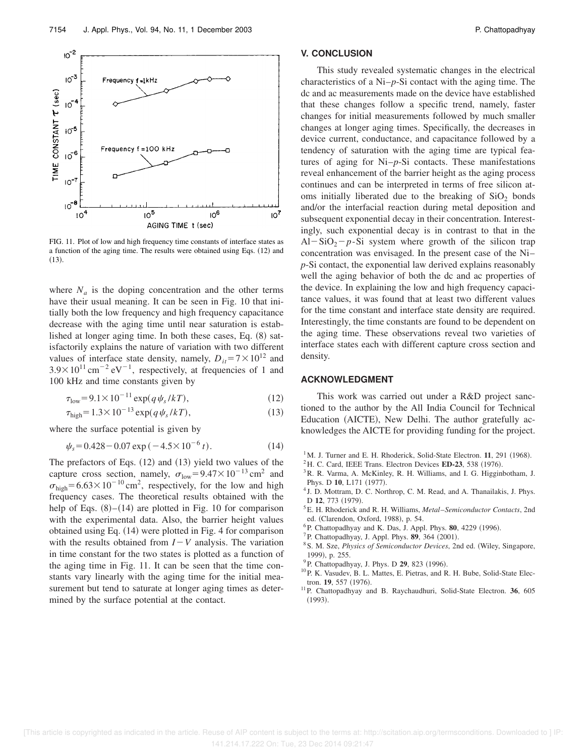10^-2

10^-3

10^-4

10^-5

10^-6

10^-7

10^-8

TIME CONSTANT τ (sec)

Frequency f=1kHz

Frequency f=100 kHz

10^4

10^5

10^6

10^7

AGING TIME t (sec)

FIG. 11. Plot of low and high frequency time constants of interface states as a function of the aging time. The results were obtained using Eqs. (12) and (13).

where $N_a$ is the doping concentration and the other terms have their usual meaning. It can be seen in Fig. 10 that initially both the low frequency and high frequency capacitance decrease with the aging time until near saturation is established at longer aging time. In both these cases, Eq. (8) satisfactorily explains the nature of variation with two different values of interface state density, namely, $D_{it}=7\times10^{12}$ and $3.9\times10^{11}\,\mathrm{cm}^{-2}\,\mathrm{eV}^{-1}$, respectively, at frequencies of 1 and 100 kHz and time constants given by

$$\tau_{\mathrm{low}}=9.1\times10^{-11}\exp(q\psi_s/kT), \tag{12}$$

$$\tau_{\mathrm{high}}=1.3\times10^{-13}\exp(q\psi_s/kT), \tag{13}$$

where the surface potential is given by

$$\psi_s=0.428-0.07\exp(-4.5\times10^{-6}\,t). \tag{14}$$

The prefactors of Eqs. (12) and (13) yield two values of the capture cross section, namely, $\sigma_{\mathrm{low}}=9.47\times10^{-13}\,\mathrm{cm}^2$ and $\sigma_{\mathrm{high}}=6.63\times10^{-10}\,\mathrm{cm}^2$, respectively, for the low and high frequency cases. The theoretical results obtained with the help of Eqs. (8)–(14) are plotted in Fig. 10 for comparison with the experimental data. Also, the barrier height values obtained using Eq. (14) were plotted in Fig. 4 for comparison with the results obtained from $I-V$ analysis. The variation in time constant for the two states is plotted as a function of the aging time in Fig. 11. It can be seen that the time constants vary linearly with the aging time for the initial measurement but tend to saturate at longer aging times as determined by the surface potential at the contact.

## V. CONCLUSION

This study revealed systematic changes in the electrical characteristics of a Ni–*p*-Si contact with the aging time. The dc and ac measurements made on the device have established that these changes follow a specific trend, namely, faster changes for initial measurements followed by much smaller changes at longer aging times. Specifically, the decreases in device current, conductance, and capacitance followed by a tendency of saturation with the aging time are typical features of aging for Ni–*p*-Si contacts. These manifestations reveal enhancement of the barrier height as the aging process continues and can be interpreted in terms of free silicon atoms initially liberated due to the breaking of $SiO_2$ bonds and/or the interfacial reaction during metal deposition and subsequent exponential decay in their concentration. Interestingly, such exponential decay is in contrast to that in the Al–$SiO_2$–*p*-Si system where growth of the silicon trap concentration was envisaged. In the present case of the Ni–*p*-Si contact, the exponential law derived explains reasonably well the aging behavior of both the dc and ac properties of the device. In explaining the low and high frequency capacitance values, it was found that at least two different values for the time constant and interface state density are required. Interestingly, the time constants are found to be dependent on the aging time. These observations reveal two varieties of interface states each with different capture cross section and density.

## ACKNOWLEDGMENT

This work was carried out under a R&D project sanctioned to the author by the All India Council for Technical Education (AICTE), New Delhi. The author gratefully acknowledges the AICTE for providing funding for the project.

[1] M. J. Turner and E. H. Rhoderick, Solid-State Electron. **11**, 291 (1968).
[2] H. C. Card, IEEE Trans. Electron Devices **ED-23**, 538 (1976).
[3] R. R. Varma, A. McKinley, R. H. Williams, and I. G. Higginbotham, J. Phys. D **10**, L171 (1977).
[4] J. D. Mottram, D. C. Northrop, C. M. Read, and A. Thanailakis, J. Phys. D **12**, 773 (1979).
[5] E. H. Rhoderick and R. H. Williams, *Metal–Semiconductor Contacts*, 2nd ed. (Clarendon, Oxford, 1988), p. 54.
[6] P. Chattopadhyay and K. Das, J. Appl. Phys. **80**, 4229 (1996).
[7] P. Chattopadhyay, J. Appl. Phys. **89**, 364 (2001).
[8] S. M. Sze, *Physics of Semiconductor Devices*, 2nd ed. (Wiley, Singapore, 1999), p. 255.
[9] P. Chattopadhyay, J. Phys. D **29**, 823 (1996).
[10] P. K. Vasudev, B. L. Mattes, E. Pietras, and R. H. Bube, Solid-State Electron. **19**, 557 (1976).
[11] P. Chattopadhyay and B. Raychaudhuri, Solid-State Electron. **36**, 605 (1993).